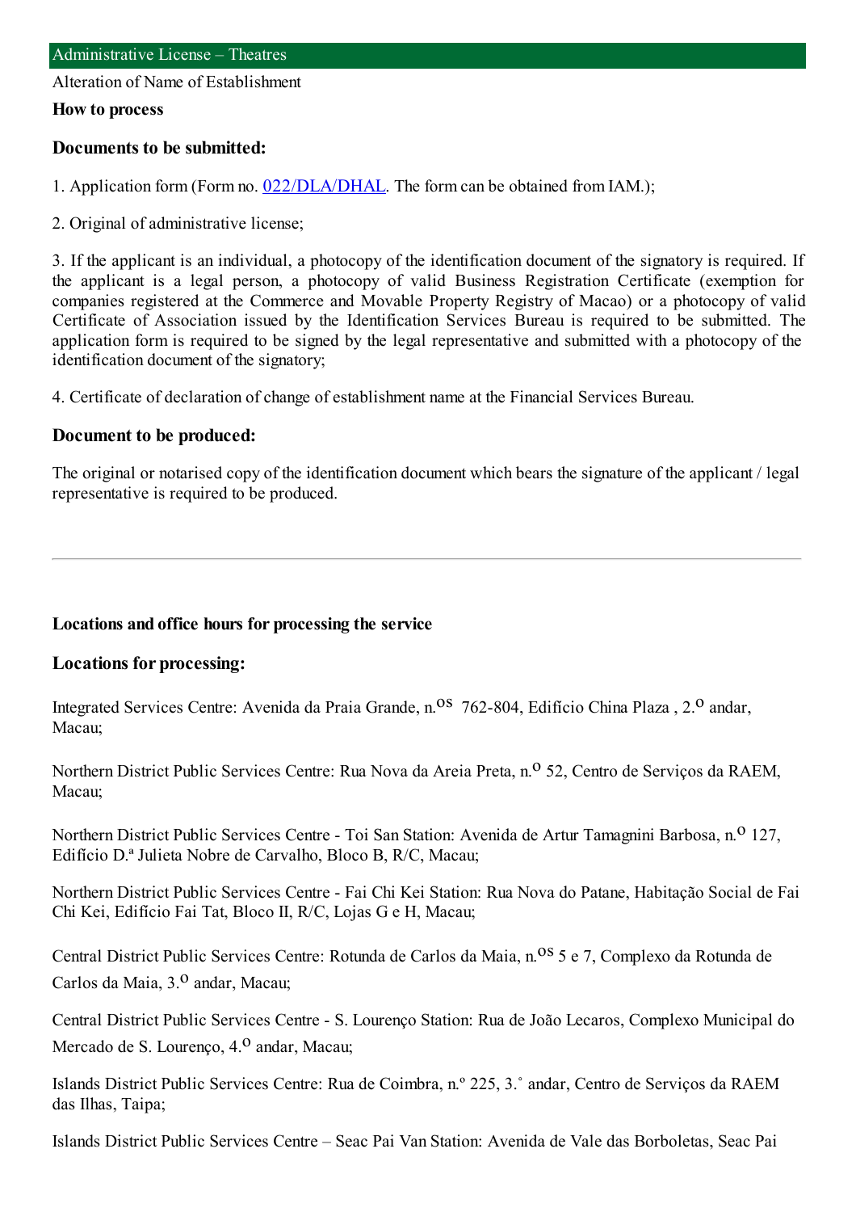## Administrative License – Theatres

Alteration of Name of Establishment

**How to process**

### Documents to be submitted:

1. Application form (Form no. [022/DLA/DHAL](022/DLA/DHAL). The form can be obtained from IAM.);

2. Original of administrative license;

3. If the applicant is an individual, a photocopy of the identification document of the signatory is required. If the applicant is a legal person, a photocopy of valid Business Registration Certificate (exemption for companies registered at the Commerce and Movable Property Registry of Macao) or a photocopy of valid Certificate of Association issued by the Identification Services Bureau is required to be submitted. The application form is required to be signed by the legal representative and submitted with a photocopy of the identification document of the signatory;

4. Certificate of declaration of change of establishment name at the Financial Services Bureau.

### Document to be produced:

The original or notarised copy of the identification document which bears the signature of the applicant / legal representative is required to be produced.

---

**Locations and office hours for processing the service**

### Locations for processing:

Integrated Services Centre: Avenida da Praia Grande, n.os 762-804, Edifício China Plaza , 2.o andar, Macau;

Northern District Public Services Centre: Rua Nova da Areia Preta, n.o 52, Centro de Serviços da RAEM, Macau;

Northern District Public Services Centre - Toi San Station: Avenida de Artur Tamagnini Barbosa, n.o 127, Edifício D.ª Julieta Nobre de Carvalho, Bloco B, R/C, Macau;

Northern District Public Services Centre - Fai Chi Kei Station: Rua Nova do Patane, Habitação Social de Fai Chi Kei, Edifício Fai Tat, Bloco II, R/C, Lojas G e H, Macau;

Central District Public Services Centre: Rotunda de Carlos da Maia, n.os 5 e 7, Complexo da Rotunda de Carlos da Maia, 3.o andar, Macau;

Central District Public Services Centre - S. Lourenço Station: Rua de João Lecaros, Complexo Municipal do Mercado de S. Lourenço, 4.o andar, Macau;

Islands District Public Services Centre: Rua de Coimbra, n.º 225, 3.˚ andar, Centro de Serviços da RAEM das Ilhas, Taipa;

Islands District Public Services Centre – Seac Pai Van Station: Avenida de Vale das Borboletas, Seac Pai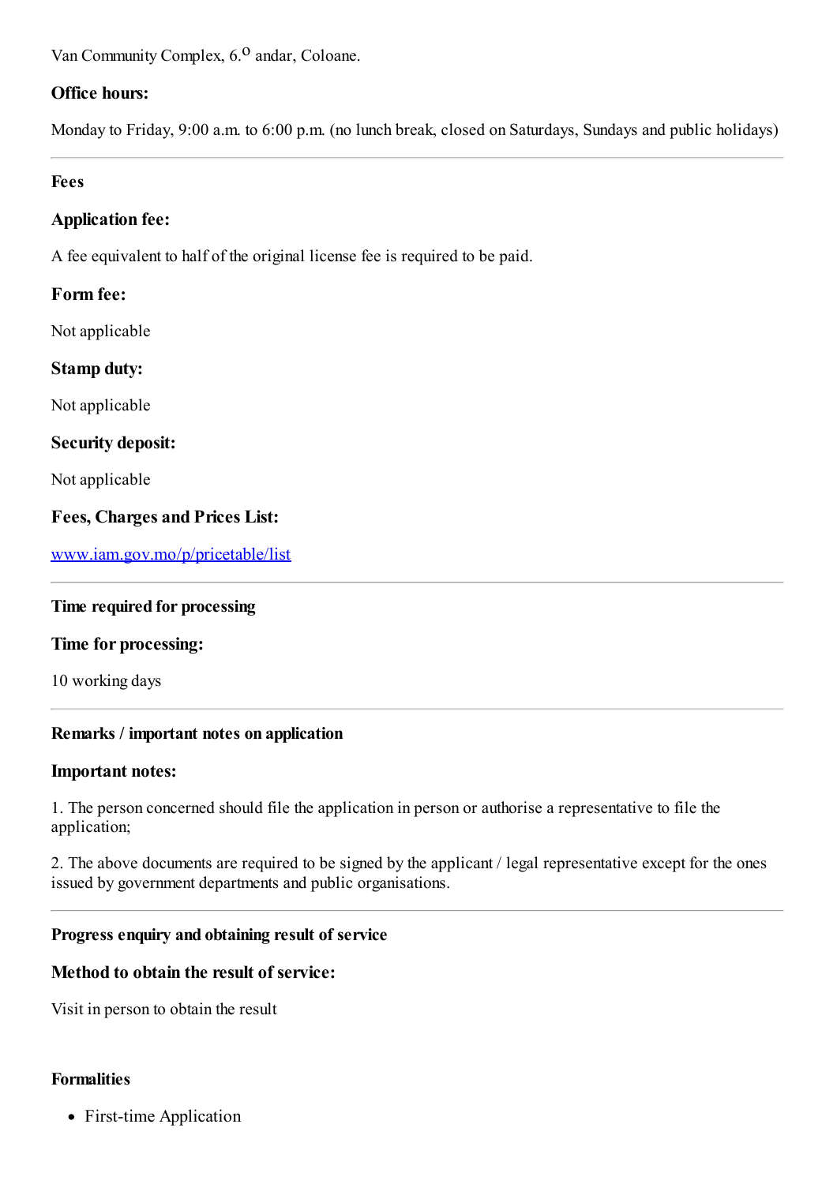Van Community Complex, 6.º andar, Coloane.

**Office hours:**

Monday to Friday, 9:00 a.m. to 6:00 p.m. (no lunch break, closed on Saturdays, Sundays and public holidays)

---

**Fees**

**Application fee:**

A fee equivalent to half of the original license fee is required to be paid.

**Form fee:**

Not applicable

**Stamp duty:**

Not applicable

**Security deposit:**

Not applicable

**Fees, Charges and Prices List:**

[www.iam.gov.mo/p/pricetable/list](http://www.iam.gov.mo/p/pricetable/list)

---

**Time required for processing**

**Time for processing:**

10 working days

---

**Remarks / important notes on application**

**Important notes:**

1. The person concerned should file the application in person or authorise a representative to file the application;

2. The above documents are required to be signed by the applicant / legal representative except for the ones issued by government departments and public organisations.

---

**Progress enquiry and obtaining result of service**

**Method to obtain the result of service:**

Visit in person to obtain the result

**Formalities**

- First-time Application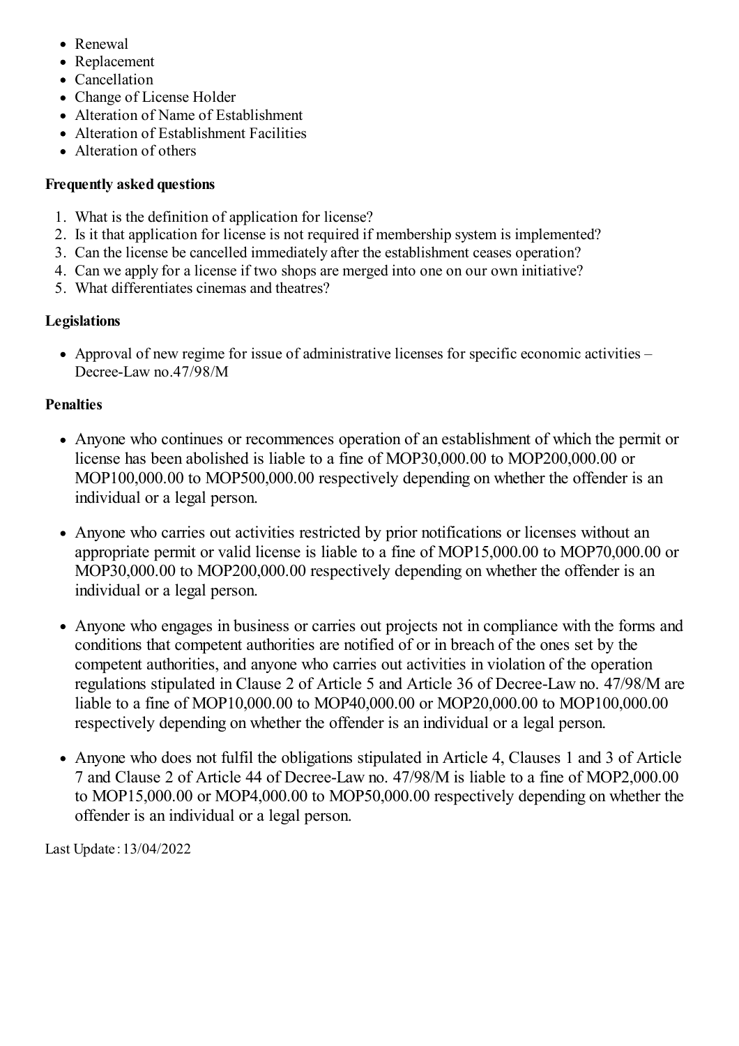- Renewal
- Replacement
- Cancellation
- Change of License Holder
- Alteration of Name of Establishment
- Alteration of Establishment Facilities
- Alteration of others

**Frequently asked questions**

1. What is the definition of application for license?
2. Is it that application for license is not required if membership system is implemented?
3. Can the license be cancelled immediately after the establishment ceases operation?
4. Can we apply for a license if two shops are merged into one on our own initiative?
5. What differentiates cinemas and theatres?

**Legislations**

- Approval of new regime for issue of administrative licenses for specific economic activities – Decree-Law no.47/98/M

**Penalties**

- Anyone who continues or recommences operation of an establishment of which the permit or license has been abolished is liable to a fine of MOP30,000.00 to MOP200,000.00 or MOP100,000.00 to MOP500,000.00 respectively depending on whether the offender is an individual or a legal person.

- Anyone who carries out activities restricted by prior notifications or licenses without an appropriate permit or valid license is liable to a fine of MOP15,000.00 to MOP70,000.00 or MOP30,000.00 to MOP200,000.00 respectively depending on whether the offender is an individual or a legal person.

- Anyone who engages in business or carries out projects not in compliance with the forms and conditions that competent authorities are notified of or in breach of the ones set by the competent authorities, and anyone who carries out activities in violation of the operation regulations stipulated in Clause 2 of Article 5 and Article 36 of Decree-Law no. 47/98/M are liable to a fine of MOP10,000.00 to MOP40,000.00 or MOP20,000.00 to MOP100,000.00 respectively depending on whether the offender is an individual or a legal person.

- Anyone who does not fulfil the obligations stipulated in Article 4, Clauses 1 and 3 of Article 7 and Clause 2 of Article 44 of Decree-Law no. 47/98/M is liable to a fine of MOP2,000.00 to MOP15,000.00 or MOP4,000.00 to MOP50,000.00 respectively depending on whether the offender is an individual or a legal person.

Last Update : 13/04/2022